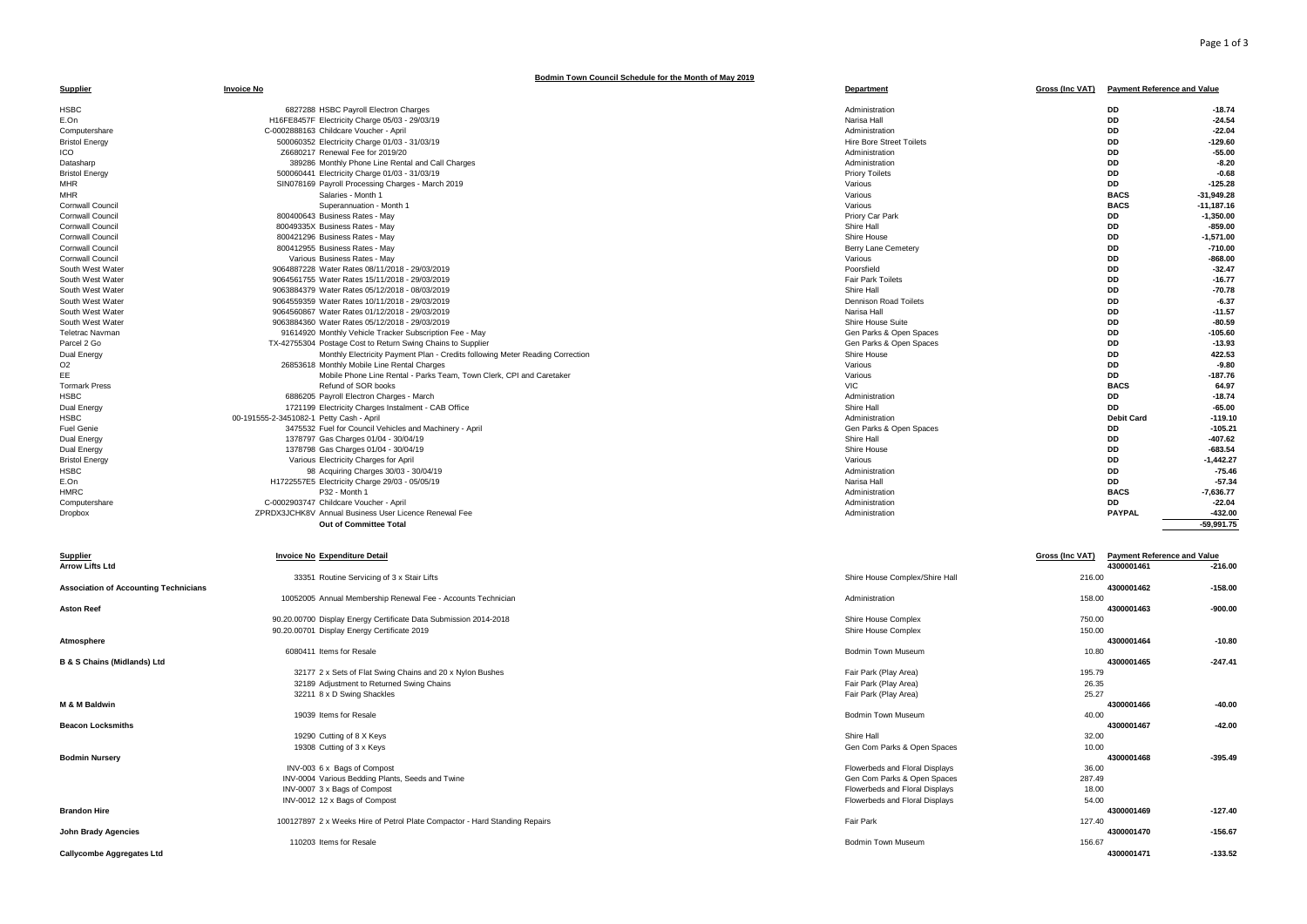# Bodmin Town Council Schedule for the Month of May 2019

| Supplier | Invoice No | | Department | Gross (Inc VAT) | Payment Reference and Value | |
|---|---|---|---|---|---|---|
| HSBC | 6827288 | HSBC Payroll Electron Charges | Administration | | DD | -18.74 |
| E.On | H16FE8457F | Electricity Charge 05/03 - 29/03/19 | Narisa Hall | | DD | -24.54 |
| Computershare | C-0002888163 | Childcare Voucher - April | Administration | | DD | -22.04 |
| Bristol Energy | 500060352 | Electricity Charge 01/03 - 31/03/19 | Hire Bore Street Toilets | | DD | -129.60 |
| ICO | Z6680217 | Renewal Fee for 2019/20 | Administration | | DD | -55.00 |
| Datasharp | 389286 | Monthly Phone Line Rental and Call Charges | Administration | | DD | -8.20 |
| Bristol Energy | 500060441 | Electricity Charge 01/03 - 31/03/19 | Priory Toilets | | DD | -0.68 |
| MHR | SIN078169 | Payroll Processing Charges - March 2019 | Various | | DD | -125.28 |
| MHR | | Salaries - Month 1 | Various | | BACS | -31,949.28 |
| Cornwall Council | | Superannuation - Month 1 | Various | | BACS | -11,187.16 |
| Cornwall Council | 800400643 | Business Rates - May | Priory Car Park | | DD | -1,350.00 |
| Cornwall Council | 80049335X | Business Rates - May | Shire Hall | | DD | -859.00 |
| Cornwall Council | 800421296 | Business Rates - May | Shire House | | DD | -1,571.00 |
| Cornwall Council | 800412955 | Business Rates - May | Berry Lane Cemetery | | DD | -710.00 |
| Cornwall Council | Various | Business Rates - May | Various | | DD | -868.00 |
| South West Water | 9064887228 | Water Rates 08/11/2018 - 29/03/2019 | Poorsfield | | DD | -32.47 |
| South West Water | 9064561755 | Water Rates 15/11/2018 - 29/03/2019 | Fair Park Toilets | | DD | -16.77 |
| South West Water | 9063884379 | Water Rates 05/12/2018 - 08/03/2019 | Shire Hall | | DD | -70.78 |
| South West Water | 9064559359 | Water Rates 10/11/2018 - 29/03/2019 | Dennison Road Toilets | | DD | -6.37 |
| South West Water | 9064560867 | Water Rates 01/12/2018 - 29/03/2019 | Narisa Hall | | DD | -11.57 |
| South West Water | 9063884360 | Water Rates 05/12/2018 - 29/03/2019 | Shire House Suite | | DD | -80.59 |
| Teletrac Navman | 91614920 | Monthly Vehicle Tracker Subscription Fee - May | Gen Parks & Open Spaces | | DD | -105.60 |
| Parcel 2 Go | TX-42755304 | Postage Cost to Return Swing Chains to Supplier | Gen Parks & Open Spaces | | DD | -13.93 |
| Dual Energy | | Monthly Electricity Payment Plan - Credits following Meter Reading Correction | Shire House | | DD | 422.53 |
| O2 | 26853618 | Monthly Mobile Line Rental Charges | Various | | DD | -9.80 |
| EE | | Mobile Phone Line Rental - Parks Team, Town Clerk, CPI and Caretaker | Various | | DD | -187.76 |
| Tormark Press | | Refund of SOR books | VIC | | BACS | 64.97 |
| HSBC | 6886205 | Payroll Electron Charges - March | Administration | | DD | -18.74 |
| Dual Energy | 1721199 | Electricity Charges Instalment - CAB Office | Shire Hall | | DD | -65.00 |
| HSBC | 00-191555-2-3451082-1 | Petty Cash - April | Administration | | Debit Card | -119.10 |
| Fuel Genie | 3475532 | Fuel for Council Vehicles and Machinery - April | Gen Parks & Open Spaces | | DD | -105.21 |
| Dual Energy | 1378797 | Gas Charges 01/04 - 30/04/19 | Shire Hall | | DD | -407.62 |
| Dual Energy | 1378798 | Gas Charges 01/04 - 30/04/19 | Shire House | | DD | -683.54 |
| Bristol Energy | Various | Electricity Charges for April | Various | | DD | -1,442.27 |
| HSBC | 98 | Acquiring Charges 30/03 - 30/04/19 | Administration | | DD | -75.46 |
| E.On | H1722557E5 | Electricity Charge 29/03 - 05/05/19 | Narisa Hall | | DD | -57.34 |
| HMRC | | P32 - Month 1 | Administration | | BACS | -7,636.77 |
| Computershare | C-0002903747 | Childcare Voucher - April | Administration | | DD | -22.04 |
| Dropbox | ZPRDX3JCHK8V | Annual Business User Licence Renewal Fee | Administration | | PAYPAL | -432.00 |
| | | **Out of Committee Total** | | | | -59,991.75 |

| Supplier | Invoice No | Expenditure Detail | | Gross (Inc VAT) | Payment Reference and Value | |
|---|---|---|---|---|---|---|
| **Arrow Lifts Ltd** | | | | | 4300001461 | -216.00 |
| | 33351 | Routine Servicing of 3 x Stair Lifts | Shire House Complex/Shire Hall | 216.00 | | |
| **Association of Accounting Technicians** | | | | | 4300001462 | -158.00 |
| | 10052005 | Annual Membership Renewal Fee - Accounts Technician | Administration | 158.00 | | |
| **Aston Reef** | | | | | 4300001463 | -900.00 |
| | 90.20.00700 | Display Energy Certificate Data Submission 2014-2018 | Shire House Complex | 750.00 | | |
| | 90.20.00701 | Display Energy Certificate 2019 | Shire House Complex | 150.00 | | |
| **Atmosphere** | | | | | 4300001464 | -10.80 |
| | 6080411 | Items for Resale | Bodmin Town Museum | 10.80 | | |
| **B & S Chains (Midlands) Ltd** | | | | | 4300001465 | -247.41 |
| | 32177 | 2 x Sets of Flat Swing Chains and 20 x Nylon Bushes | Fair Park (Play Area) | 195.79 | | |
| | 32189 | Adjustment to Returned Swing Chains | Fair Park (Play Area) | 26.35 | | |
| | 32211 | 8 x D Swing Shackles | Fair Park (Play Area) | 25.27 | | |
| **M & M Baldwin** | | | | | 4300001466 | -40.00 |
| | 19039 | Items for Resale | Bodmin Town Museum | 40.00 | | |
| **Beacon Locksmiths** | | | | | 4300001467 | -42.00 |
| | 19290 | Cutting of 8 X Keys | Shire Hall | 32.00 | | |
| | 19308 | Cutting of 3 x Keys | Gen Com Parks & Open Spaces | 10.00 | | |
| **Bodmin Nursery** | | | | | 4300001468 | -395.49 |
| | INV-003 | 6 x Bags of Compost | Flowerbeds and Floral Displays | 36.00 | | |
| | INV-0004 | Various Bedding Plants, Seeds and Twine | Gen Com Parks & Open Spaces | 287.49 | | |
| | INV-0007 | 3 x Bags of Compost | Flowerbeds and Floral Displays | 18.00 | | |
| | INV-0012 | 12 x Bags of Compost | Flowerbeds and Floral Displays | 54.00 | | |
| **Brandon Hire** | | | | | 4300001469 | -127.40 |
| | 100127897 | 2 x Weeks Hire of Petrol Plate Compactor - Hard Standing Repairs | Fair Park | 127.40 | | |
| **John Brady Agencies** | | | | | 4300001470 | -156.67 |
| | 110203 | Items for Resale | Bodmin Town Museum | 156.67 | | |
| **Callycombe Aggregates Ltd** | | | | | 4300001471 | -133.52 |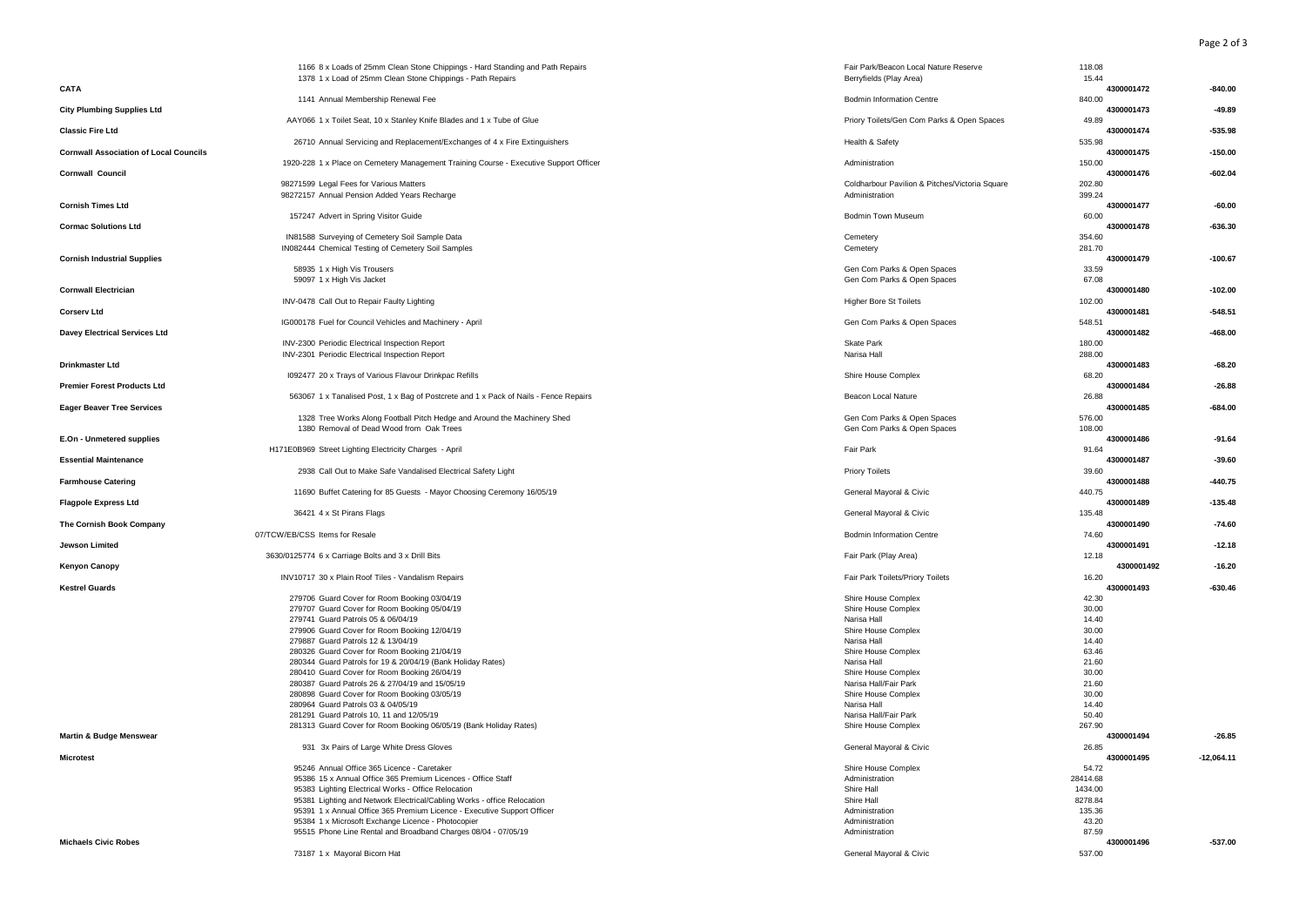| Supplier | Ref / Description | Cost Centre | Amount | Payment Ref | Total |
|---|---|---|---|---|---|
| | 1166 8 x Loads of 25mm Clean Stone Chippings - Hard Standing and Path Repairs | Fair Park/Beacon Local Nature Reserve | 118.08 | | |
| | 1378 1 x Load of 25mm Clean Stone Chippings - Path Repairs | Berryfields (Play Area) | 15.44 | | |
| **CATA** | | | | 4300001472 | -840.00 |
| | 1141 Annual Membership Renewal Fee | Bodmin Information Centre | 840.00 | | |
| **City Plumbing Supplies Ltd** | | | | 4300001473 | -49.89 |
| | AAY066 1 x Toilet Seat, 10 x Stanley Knife Blades and 1 x Tube of Glue | Priory Toilets/Gen Com Parks & Open Spaces | 49.89 | | |
| **Classic Fire Ltd** | | | | 4300001474 | -535.98 |
| | 26710 Annual Servicing and Replacement/Exchanges of 4 x Fire Extinguishers | Health & Safety | 535.98 | | |
| **Cornwall Association of Local Councils** | | | | 4300001475 | -150.00 |
| | 1920-228 1 x Place on Cemetery Management Training Course - Executive Support Officer | Administration | 150.00 | | |
| **Cornwall Council** | | | | 4300001476 | -602.04 |
| | 98271599 Legal Fees for Various Matters | Coldharbour Pavilion & Pitches/Victoria Square | 202.80 | | |
| | 98272157 Annual Pension Added Years Recharge | Administration | 399.24 | | |
| **Cornish Times Ltd** | | | | 4300001477 | -60.00 |
| | 157247 Advert in Spring Visitor Guide | Bodmin Town Museum | 60.00 | | |
| **Cormac Solutions Ltd** | | | | 4300001478 | -636.30 |
| | IN81588 Surveying of Cemetery Soil Sample Data | Cemetery | 354.60 | | |
| | IN082444 Chemical Testing of Cemetery Soil Samples | Cemetery | 281.70 | | |
| **Cornish Industrial Supplies** | | | | 4300001479 | -100.67 |
| | 58935 1 x High Vis Trousers | Gen Com Parks & Open Spaces | 33.59 | | |
| | 59097 1 x High Vis Jacket | Gen Com Parks & Open Spaces | 67.08 | | |
| **Cornwall Electrician** | | | | 4300001480 | -102.00 |
| | INV-0478 Call Out to Repair Faulty Lighting | Higher Bore St Toilets | 102.00 | | |
| **Corserv Ltd** | | | | 4300001481 | -548.51 |
| | IG000178 Fuel for Council Vehicles and Machinery - April | Gen Com Parks & Open Spaces | 548.51 | | |
| **Davey Electrical Services Ltd** | | | | 4300001482 | -468.00 |
| | INV-2300 Periodic Electrical Inspection Report | Skate Park | 180.00 | | |
| | INV-2301 Periodic Electrical Inspection Report | Narisa Hall | 288.00 | | |
| **Drinkmaster Ltd** | | | | 4300001483 | -68.20 |
| | I092477 20 x Trays of Various Flavour Drinkpac Refills | Shire House Complex | 68.20 | | |
| **Premier Forest Products Ltd** | | | | 4300001484 | -26.88 |
| | 563067 1 x Tanalised Post, 1 x Bag of Postcrete and 1 x Pack of Nails - Fence Repairs | Beacon Local Nature | 26.88 | | |
| **Eager Beaver Tree Services** | | | | 4300001485 | -684.00 |
| | 1328 Tree Works Along Football Pitch Hedge and Around the Machinery Shed | Gen Com Parks & Open Spaces | 576.00 | | |
| | 1380 Removal of Dead Wood from Oak Trees | Gen Com Parks & Open Spaces | 108.00 | | |
| **E.On - Unmetered supplies** | | | | 4300001486 | -91.64 |
| | H171E0B969 Street Lighting Electricity Charges - April | Fair Park | 91.64 | | |
| **Essential Maintenance** | | | | 4300001487 | -39.60 |
| | 2938 Call Out to Make Safe Vandalised Electrical Safety Light | Priory Toilets | 39.60 | | |
| **Farmhouse Catering** | | | | 4300001488 | -440.75 |
| | 11690 Buffet Catering for 85 Guests - Mayor Choosing Ceremony 16/05/19 | General Mayoral & Civic | 440.75 | | |
| **Flagpole Express Ltd** | | | | 4300001489 | -135.48 |
| | 36421 4 x St Pirans Flags | General Mayoral & Civic | 135.48 | | |
| **The Cornish Book Company** | | | | 4300001490 | -74.60 |
| | 07/TCW/EB/CSS Items for Resale | Bodmin Information Centre | 74.60 | | |
| **Jewson Limited** | | | | 4300001491 | -12.18 |
| | 3630/0125774 6 x Carriage Bolts and 3 x Drill Bits | Fair Park (Play Area) | 12.18 | | |
| **Kenyon Canopy** | | | | 4300001492 | -16.20 |
| | INV10717 30 x Plain Roof Tiles - Vandalism Repairs | Fair Park Toilets/Priory Toilets | 16.20 | | |
| **Kestrel Guards** | | | | 4300001493 | -630.46 |
| | 279706 Guard Cover for Room Booking 03/04/19 | Shire House Complex | 42.30 | | |
| | 279707 Guard Cover for Room Booking 05/04/19 | Shire House Complex | 30.00 | | |
| | 279741 Guard Patrols 05 & 06/04/19 | Narisa Hall | 14.40 | | |
| | 279906 Guard Cover for Room Booking 12/04/19 | Shire House Complex | 30.00 | | |
| | 279887 Guard Patrols 12 & 13/04/19 | Narisa Hall | 14.40 | | |
| | 280326 Guard Cover for Room Booking 21/04/19 | Shire House Complex | 63.46 | | |
| | 280344 Guard Patrols for 19 & 20/04/19 (Bank Holiday Rates) | Narisa Hall | 21.60 | | |
| | 280410 Guard Cover for Room Booking 26/04/19 | Shire House Complex | 30.00 | | |
| | 280387 Guard Patrols 26 & 27/04/19 and 15/05/19 | Narisa Hall/Fair Park | 21.60 | | |
| | 280898 Guard Cover for Room Booking 03/05/19 | Shire House Complex | 30.00 | | |
| | 280964 Guard Patrols 03 & 04/05/19 | Narisa Hall | 14.40 | | |
| | 281291 Guard Patrols 10, 11 and 12/05/19 | Narisa Hall/Fair Park | 50.40 | | |
| | 281313 Guard Cover for Room Booking 06/05/19 (Bank Holiday Rates) | Shire House Complex | 267.90 | | |
| **Martin & Budge Menswear** | | | | 4300001494 | -26.85 |
| | 931 3x Pairs of Large White Dress Gloves | General Mayoral & Civic | 26.85 | | |
| **Microtest** | | | | 4300001495 | -12,064.11 |
| | 95246 Annual Office 365 Licence - Caretaker | Shire House Complex | 54.72 | | |
| | 95386 15 x Annual Office 365 Premium Licences - Office Staff | Administration | 28414.68 | | |
| | 95383 Lighting Electrical Works - Office Relocation | Shire Hall | 1434.00 | | |
| | 95381 Lighting and Network Electrical/Cabling Works - office Relocation | Shire Hall | 8278.84 | | |
| | 95391 1 x Annual Office 365 Premium Licence - Executive Support Officer | Administration | 135.36 | | |
| | 95384 1 x Microsoft Exchange Licence - Photocopier | Administration | 43.20 | | |
| | 95515 Phone Line Rental and Broadband Charges 08/04 - 07/05/19 | Administration | 87.59 | | |
| **Michaels Civic Robes** | | | | 4300001496 | -537.00 |
| | 73187 1 x Mayoral Bicorn Hat | General Mayoral & Civic | 537.00 | | |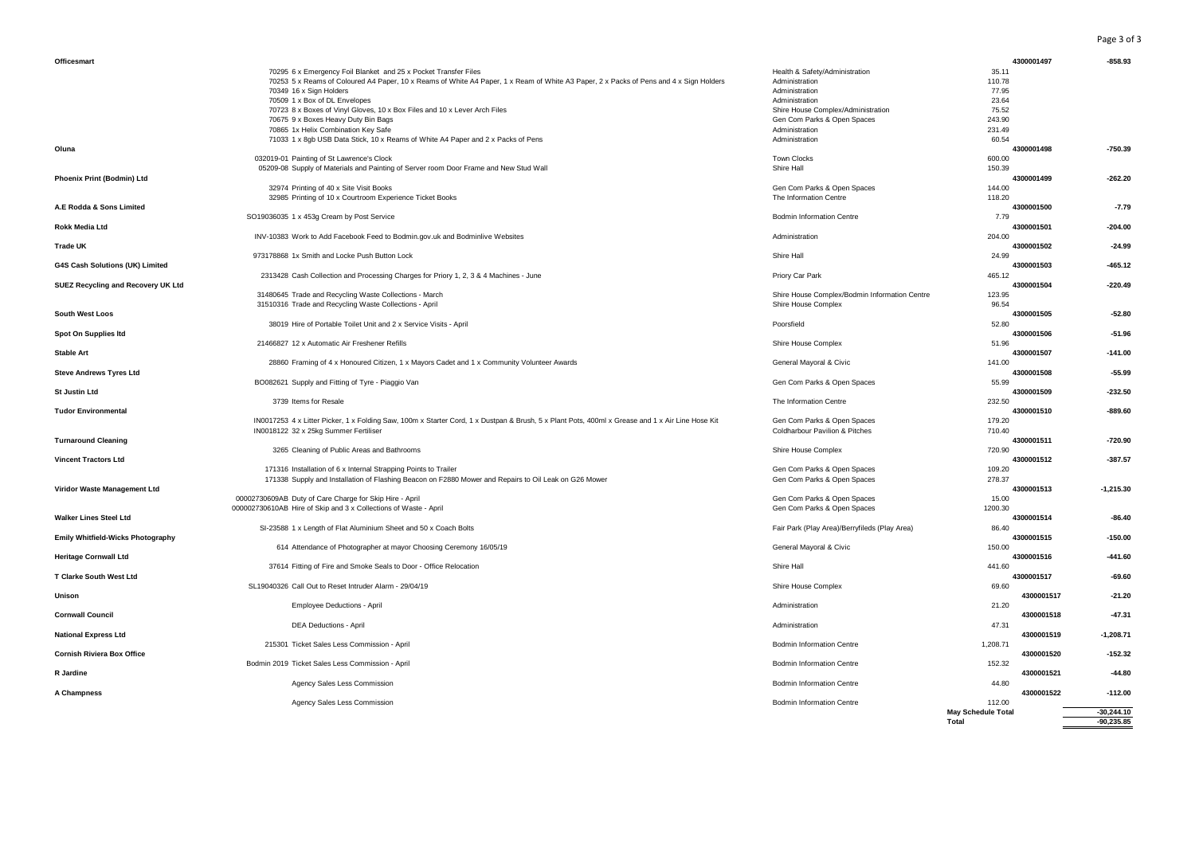| | | | | | |
|---|---|---|---|---|---|
| **Officesmart** | | | | 4300001497 | -858.93 |
| | 70295 6 x Emergency Foil Blanket and 25 x Pocket Transfer Files | Health & Safety/Administration | 35.11 | | |
| | 70253 5 x Reams of Coloured A4 Paper, 10 x Reams of White A4 Paper, 1 x Ream of White A3 Paper, 2 x Packs of Pens and 4 x Sign Holders | Administration | 110.78 | | |
| | 70349 16 x Sign Holders | Administration | 77.95 | | |
| | 70509 1 x Box of DL Envelopes | Administration | 23.64 | | |
| | 70723 8 x Boxes of Vinyl Gloves, 10 x Box Files and 10 x Lever Arch Files | Shire House Complex/Administration | 75.52 | | |
| | 70675 9 x Boxes Heavy Duty Bin Bags | Gen Com Parks & Open Spaces | 243.90 | | |
| | 70865 1x Helix Combination Key Safe | Administration | 231.49 | | |
| | 71033 1 x 8gb USB Data Stick, 10 x Reams of White A4 Paper and 2 x Packs of Pens | Administration | 60.54 | | |
| **Oluna** | | | | 4300001498 | -750.39 |
| | 032019-01 Painting of St Lawrence's Clock | Town Clocks | 600.00 | | |
| | 05209-08 Supply of Materials and Painting of Server room Door Frame and New Stud Wall | Shire Hall | 150.39 | | |
| **Phoenix Print (Bodmin) Ltd** | | | | 4300001499 | -262.20 |
| | 32974 Printing of 40 x Site Visit Books | Gen Com Parks & Open Spaces | 144.00 | | |
| | 32985 Printing of 10 x Courtroom Experience Ticket Books | The Information Centre | 118.20 | | |
| **A.E Rodda & Sons Limited** | | | | 4300001500 | -7.79 |
| | SO19036035 1 x 453g Cream by Post Service | Bodmin Information Centre | 7.79 | | |
| **Rokk Media Ltd** | | | | 4300001501 | -204.00 |
| | INV-10383 Work to Add Facebook Feed to Bodmin.gov.uk and Bodminlive Websites | Administration | 204.00 | | |
| **Trade UK** | | | | 4300001502 | -24.99 |
| | 973178868 1x Smith and Locke Push Button Lock | Shire Hall | 24.99 | | |
| **G4S Cash Solutions (UK) Limited** | | | | 4300001503 | -465.12 |
| | 2313428 Cash Collection and Processing Charges for Priory 1, 2, 3 & 4 Machines - June | Priory Car Park | 465.12 | | |
| **SUEZ Recycling and Recovery UK Ltd** | | | | 4300001504 | -220.49 |
| | 31480645 Trade and Recycling Waste Collections - March | Shire House Complex/Bodmin Information Centre | 123.95 | | |
| | 31510316 Trade and Recycling Waste Collections - April | Shire House Complex | 96.54 | | |
| **South West Loos** | | | | 4300001505 | -52.80 |
| | 38019 Hire of Portable Toilet Unit and 2 x Service Visits - April | Poorsfield | 52.80 | | |
| **Spot On Supplies ltd** | | | | 4300001506 | -51.96 |
| | 21466827 12 x Automatic Air Freshener Refills | Shire House Complex | 51.96 | | |
| **Stable Art** | | | | 4300001507 | -141.00 |
| | 28860 Framing of 4 x Honoured Citizen, 1 x Mayors Cadet and 1 x Community Volunteer Awards | General Mayoral & Civic | 141.00 | | |
| **Steve Andrews Tyres Ltd** | | | | 4300001508 | -55.99 |
| | BO082621 Supply and Fitting of Tyre - Piaggio Van | Gen Com Parks & Open Spaces | 55.99 | | |
| **St Justin Ltd** | | | | 4300001509 | -232.50 |
| | 3739 Items for Resale | The Information Centre | 232.50 | | |
| **Tudor Environmental** | | | | 4300001510 | -889.60 |
| | IN0017253 4 x Litter Picker, 1 x Folding Saw, 100m x Starter Cord, 1 x Dustpan & Brush, 5 x Plant Pots, 400ml x Grease and 1 x Air Line Hose Kit | Gen Com Parks & Open Spaces | 179.20 | | |
| | IN0018122 32 x 25kg Summer Fertiliser | Coldharbour Pavilion & Pitches | 710.40 | | |
| **Turnaround Cleaning** | | | | 4300001511 | -720.90 |
| | 3265 Cleaning of Public Areas and Bathrooms | Shire House Complex | 720.90 | | |
| **Vincent Tractors Ltd** | | | | 4300001512 | -387.57 |
| | 171316 Installation of 6 x Internal Strapping Points to Trailer | Gen Com Parks & Open Spaces | 109.20 | | |
| | 171338 Supply and Installation of Flashing Beacon on F2880 Mower and Repairs to Oil Leak on G26 Mower | Gen Com Parks & Open Spaces | 278.37 | | |
| **Viridor Waste Management Ltd** | | | | 4300001513 | -1,215.30 |
| | 00002730609AB Duty of Care Charge for Skip Hire - April | Gen Com Parks & Open Spaces | 15.00 | | |
| | 000002730610AB Hire of Skip and 3 x Collections of Waste - April | Gen Com Parks & Open Spaces | 1200.30 | | |
| **Walker Lines Steel Ltd** | | | | 4300001514 | -86.40 |
| | SI-23588 1 x Length of Flat Aluminium Sheet and 50 x Coach Bolts | Fair Park (Play Area)/Berryfields (Play Area) | 86.40 | | |
| **Emily Whitfield-Wicks Photography** | | | | 4300001515 | -150.00 |
| | 614 Attendance of Photographer at mayor Choosing Ceremony 16/05/19 | General Mayoral & Civic | 150.00 | | |
| **Heritage Cornwall Ltd** | | | | 4300001516 | -441.60 |
| | 37614 Fitting of Fire and Smoke Seals to Door - Office Relocation | Shire Hall | 441.60 | | |
| **T Clarke South West Ltd** | | | | 4300001517 | -69.60 |
| | SL19040326 Call Out to Reset Intruder Alarm - 29/04/19 | Shire House Complex | 69.60 | | |
| **Unison** | | | | 4300001517 | -21.20 |
| | Employee Deductions - April | Administration | 21.20 | | |
| **Cornwall Council** | | | | 4300001518 | -47.31 |
| | DEA Deductions - April | Administration | 47.31 | | |
| **National Express Ltd** | | | | 4300001519 | -1,208.71 |
| | 215301 Ticket Sales Less Commission - April | Bodmin Information Centre | 1,208.71 | | |
| **Cornish Riviera Box Office** | | | | 4300001520 | -152.32 |
| | Bodmin 2019 Ticket Sales Less Commission - April | Bodmin Information Centre | 152.32 | | |
| **R Jardine** | | | | 4300001521 | -44.80 |
| | Agency Sales Less Commission | Bodmin Information Centre | 44.80 | | |
| **A Champness** | | | | 4300001522 | -112.00 |
| | Agency Sales Less Commission | Bodmin Information Centre | 112.00 | | |
| | | | **May Schedule Total** | | -30,244.10 |
| | | | **Total** | | -90,235.85 |